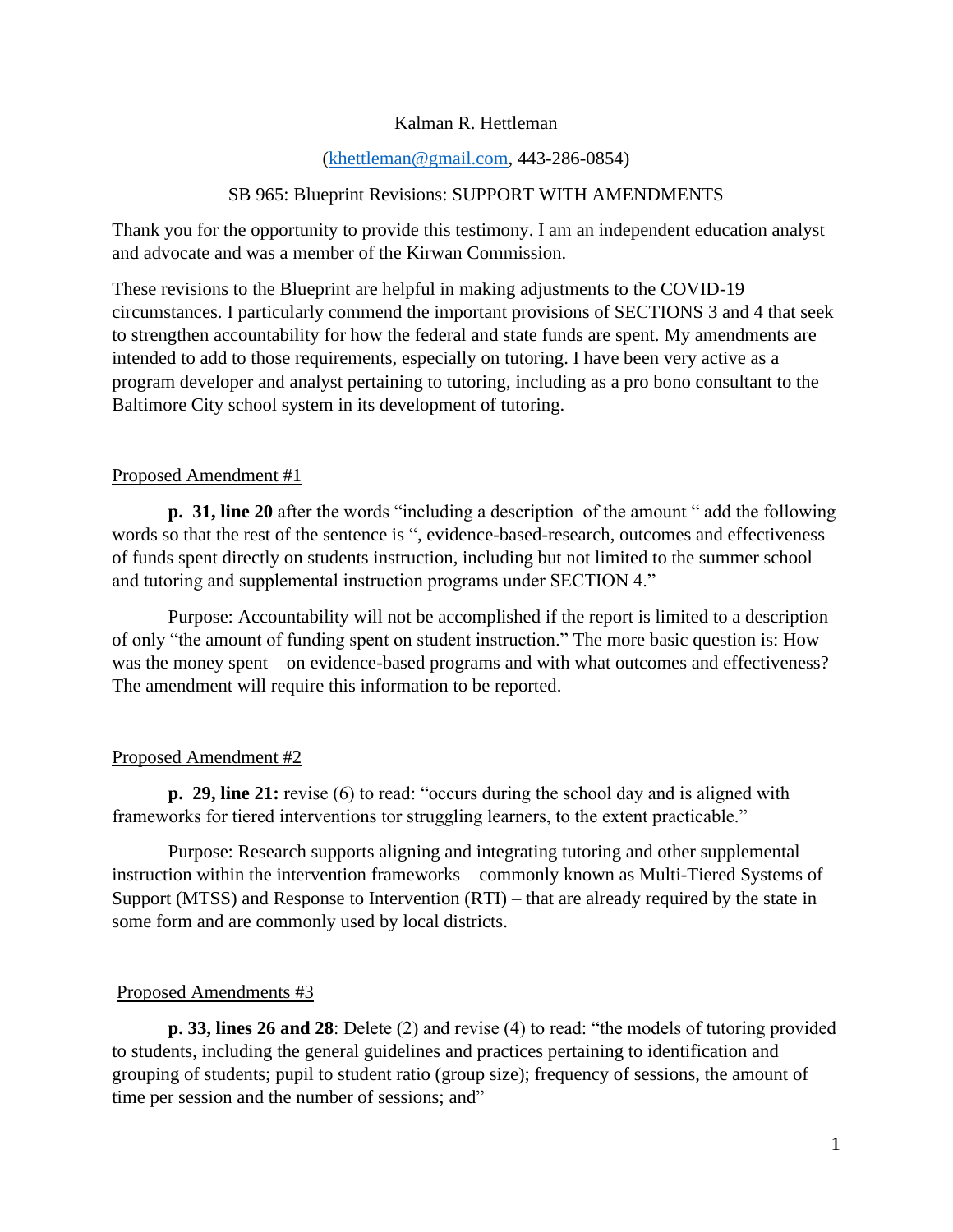Kalman R. Hettleman

(khettleman@gmail.com, 443-286-0854)

SB 965: Blueprint Revisions: SUPPORT WITH AMENDMENTS

Thank you for the opportunity to provide this testimony. I am an independent education analyst and advocate and was a member of the Kirwan Commission.

These revisions to the Blueprint are helpful in making adjustments to the COVID-19 circumstances. I particularly commend the important provisions of SECTIONS 3 and 4 that seek to strengthen accountability for how the federal and state funds are spent. My amendments are intended to add to those requirements, especially on tutoring. I have been very active as a program developer and analyst pertaining to tutoring, including as a pro bono consultant to the Baltimore City school system in its development of tutoring.

<u>Proposed Amendment #1</u>

**p. 31, line 20** after the words "including a description of the amount " add the following words so that the rest of the sentence is ", evidence-based-research, outcomes and effectiveness of funds spent directly on students instruction, including but not limited to the summer school and tutoring and supplemental instruction programs under SECTION 4."

Purpose: Accountability will not be accomplished if the report is limited to a description of only "the amount of funding spent on student instruction." The more basic question is: How was the money spent – on evidence-based programs and with what outcomes and effectiveness? The amendment will require this information to be reported.

<u>Proposed Amendment #2</u>

**p. 29, line 21:** revise (6) to read: "occurs during the school day and is aligned with frameworks for tiered interventions tor struggling learners, to the extent practicable."

Purpose: Research supports aligning and integrating tutoring and other supplemental instruction within the intervention frameworks – commonly known as Multi-Tiered Systems of Support (MTSS) and Response to Intervention (RTI) – that are already required by the state in some form and are commonly used by local districts.

<u>Proposed Amendments #3</u>

**p. 33, lines 26 and 28**: Delete (2) and revise (4) to read: "the models of tutoring provided to students, including the general guidelines and practices pertaining to identification and grouping of students; pupil to student ratio (group size); frequency of sessions, the amount of time per session and the number of sessions; and"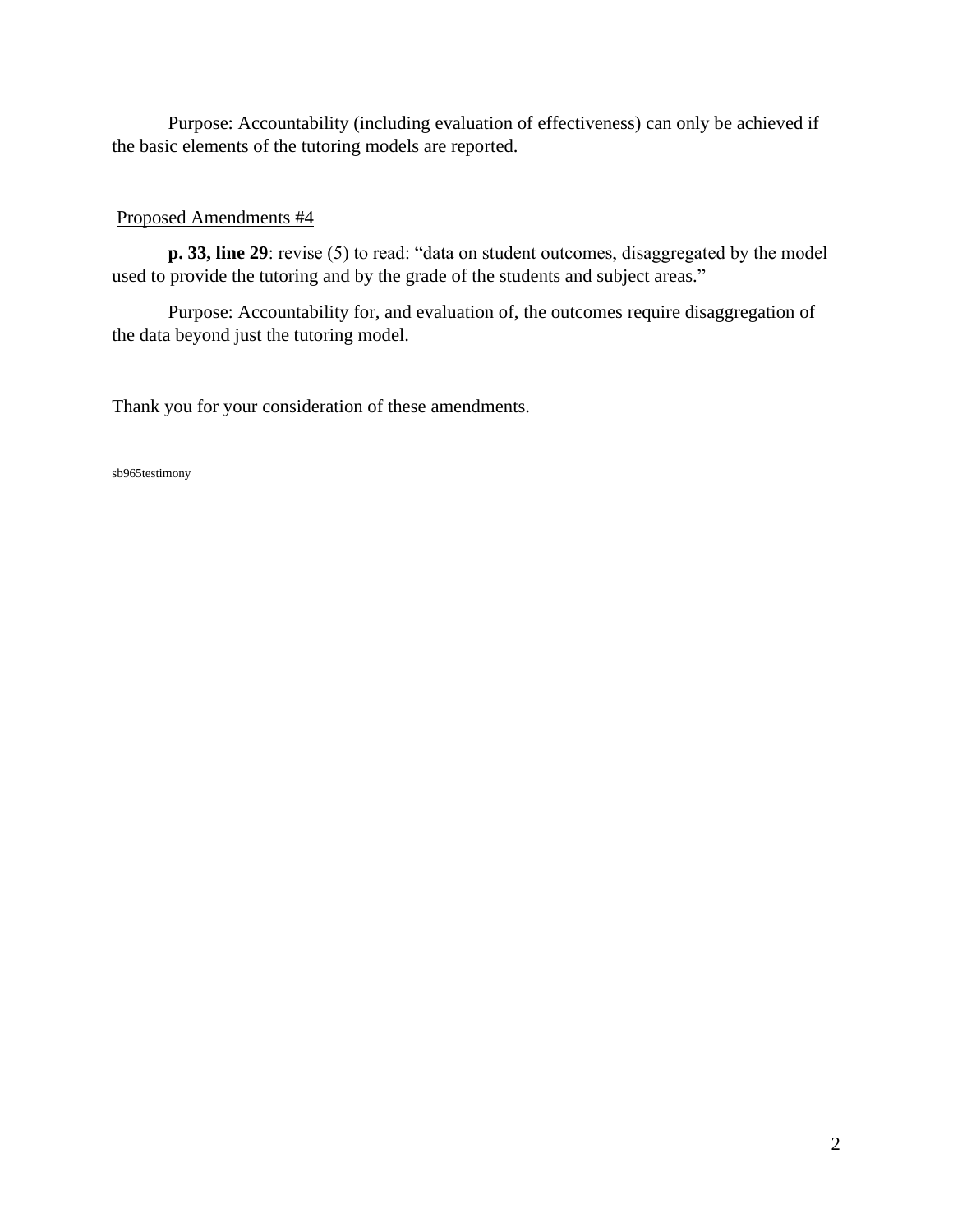Purpose: Accountability (including evaluation of effectiveness) can only be achieved if the basic elements of the tutoring models are reported.

Proposed Amendments #4

**p. 33, line 29**: revise (5) to read: "data on student outcomes, disaggregated by the model used to provide the tutoring and by the grade of the students and subject areas."

Purpose: Accountability for, and evaluation of, the outcomes require disaggregation of the data beyond just the tutoring model.

Thank you for your consideration of these amendments.

sb965testimony